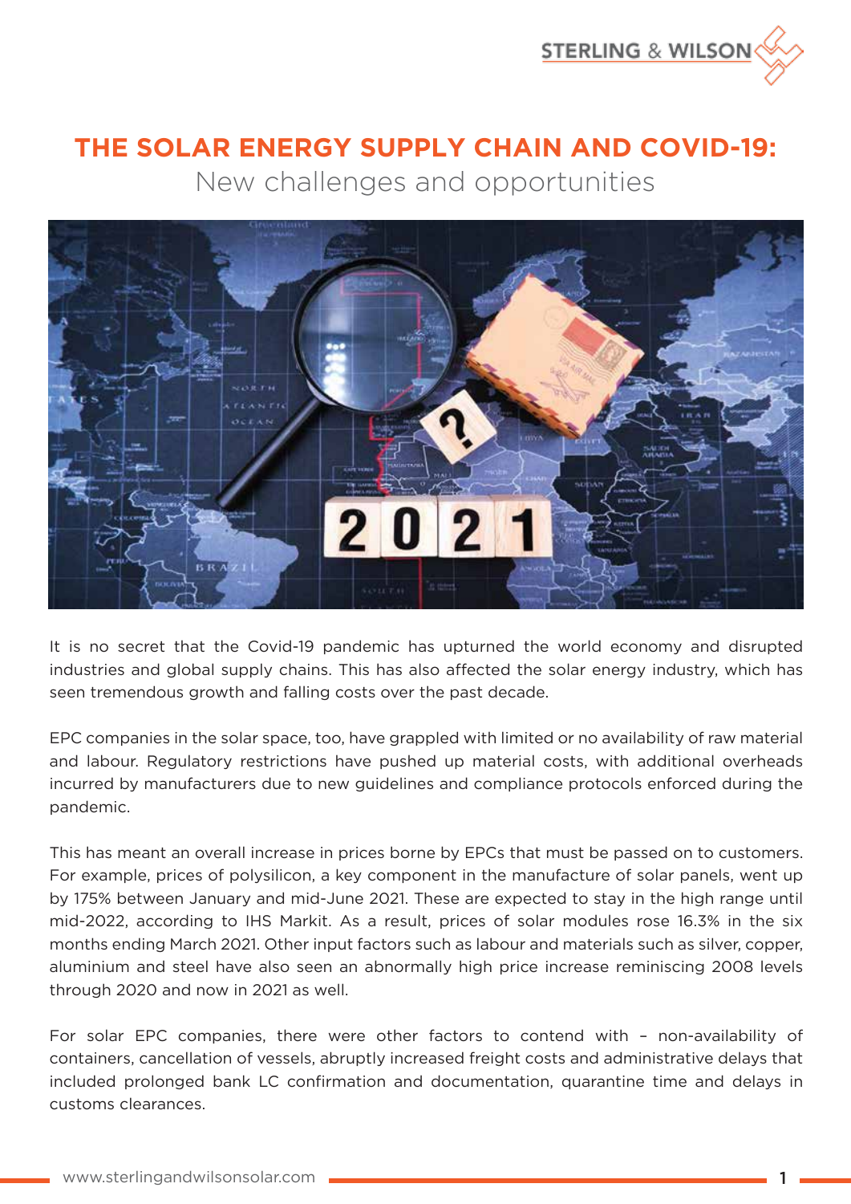# THE SOLAR ENERGY SUPPLY CHAIN AND COVID-19:

## New challenges and opportunities

It is no secret that the Covid-19 pandemic has upturned the world economy and disrupted industries and global supply chains. This has also affected the solar energy industry, which has seen tremendous growth and falling costs over the past decade.

EPC companies in the solar space, too, have grappled with limited or no availability of raw material and labour. Regulatory restrictions have pushed up material costs, with additional overheads incurred by manufacturers due to new guidelines and compliance protocols enforced during the pandemic.

This has meant an overall increase in prices borne by EPCs that must be passed on to customers. For example, prices of polysilicon, a key component in the manufacture of solar panels, went up by 175% between January and mid-June 2021. These are expected to stay in the high range until mid-2022, according to IHS Markit. As a result, prices of solar modules rose 16.3% in the six months ending March 2021. Other input factors such as labour and materials such as silver, copper, aluminium and steel have also seen an abnormally high price increase reminiscing 2008 levels through 2020 and now in 2021 as well.

For solar EPC companies, there were other factors to contend with – non-availability of containers, cancellation of vessels, abruptly increased freight costs and administrative delays that included prolonged bank LC confirmation and documentation, quarantine time and delays in customs clearances.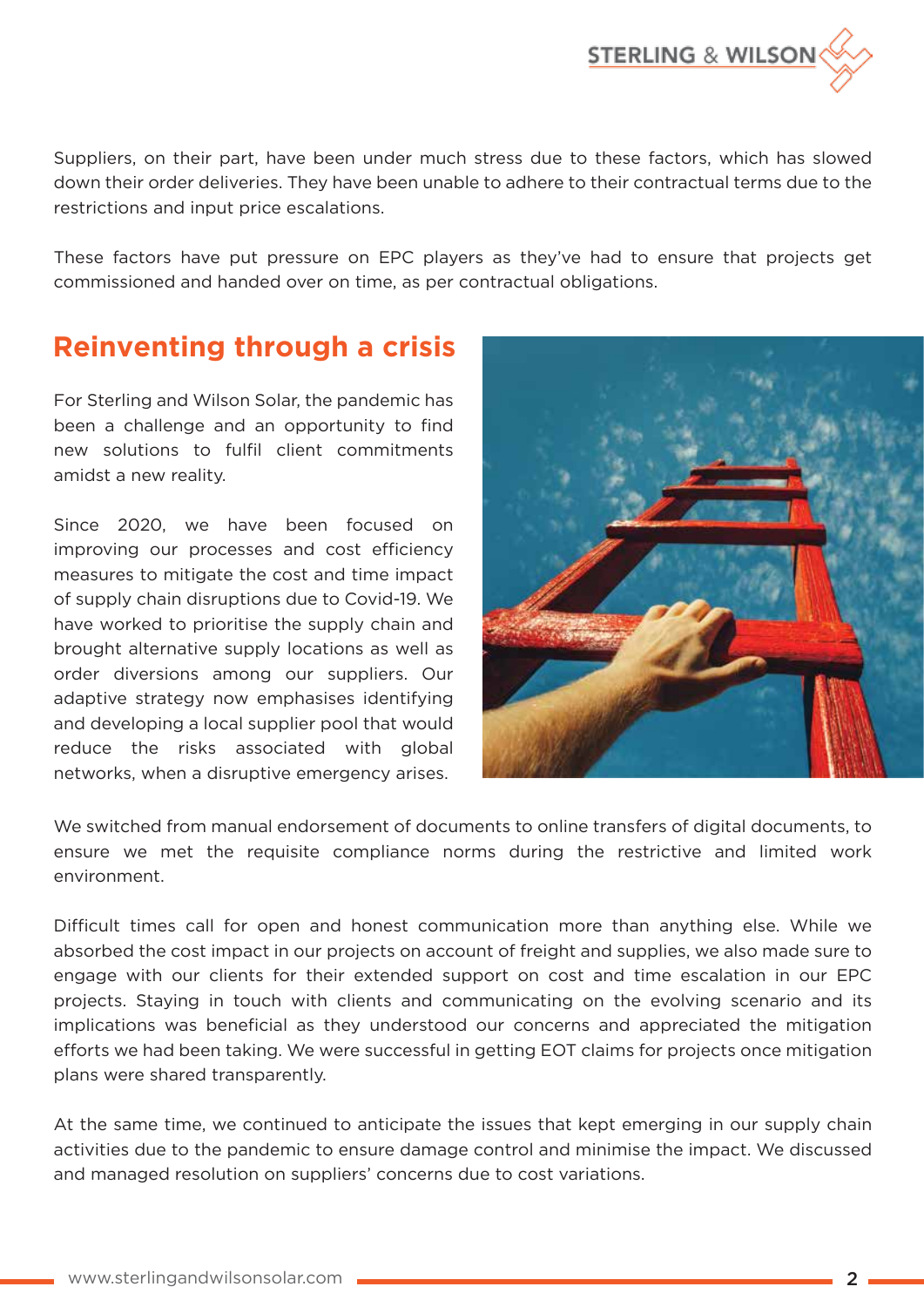Suppliers, on their part, have been under much stress due to these factors, which has slowed down their order deliveries. They have been unable to adhere to their contractual terms due to the restrictions and input price escalations.

These factors have put pressure on EPC players as they've had to ensure that projects get commissioned and handed over on time, as per contractual obligations.

## Reinventing through a crisis

For Sterling and Wilson Solar, the pandemic has been a challenge and an opportunity to find new solutions to fulfil client commitments amidst a new reality.

Since 2020, we have been focused on improving our processes and cost efficiency measures to mitigate the cost and time impact of supply chain disruptions due to Covid-19. We have worked to prioritise the supply chain and brought alternative supply locations as well as order diversions among our suppliers. Our adaptive strategy now emphasises identifying and developing a local supplier pool that would reduce the risks associated with global networks, when a disruptive emergency arises.

We switched from manual endorsement of documents to online transfers of digital documents, to ensure we met the requisite compliance norms during the restrictive and limited work environment.

Difficult times call for open and honest communication more than anything else. While we absorbed the cost impact in our projects on account of freight and supplies, we also made sure to engage with our clients for their extended support on cost and time escalation in our EPC projects. Staying in touch with clients and communicating on the evolving scenario and its implications was beneficial as they understood our concerns and appreciated the mitigation efforts we had been taking. We were successful in getting EOT claims for projects once mitigation plans were shared transparently.

At the same time, we continued to anticipate the issues that kept emerging in our supply chain activities due to the pandemic to ensure damage control and minimise the impact. We discussed and managed resolution on suppliers' concerns due to cost variations.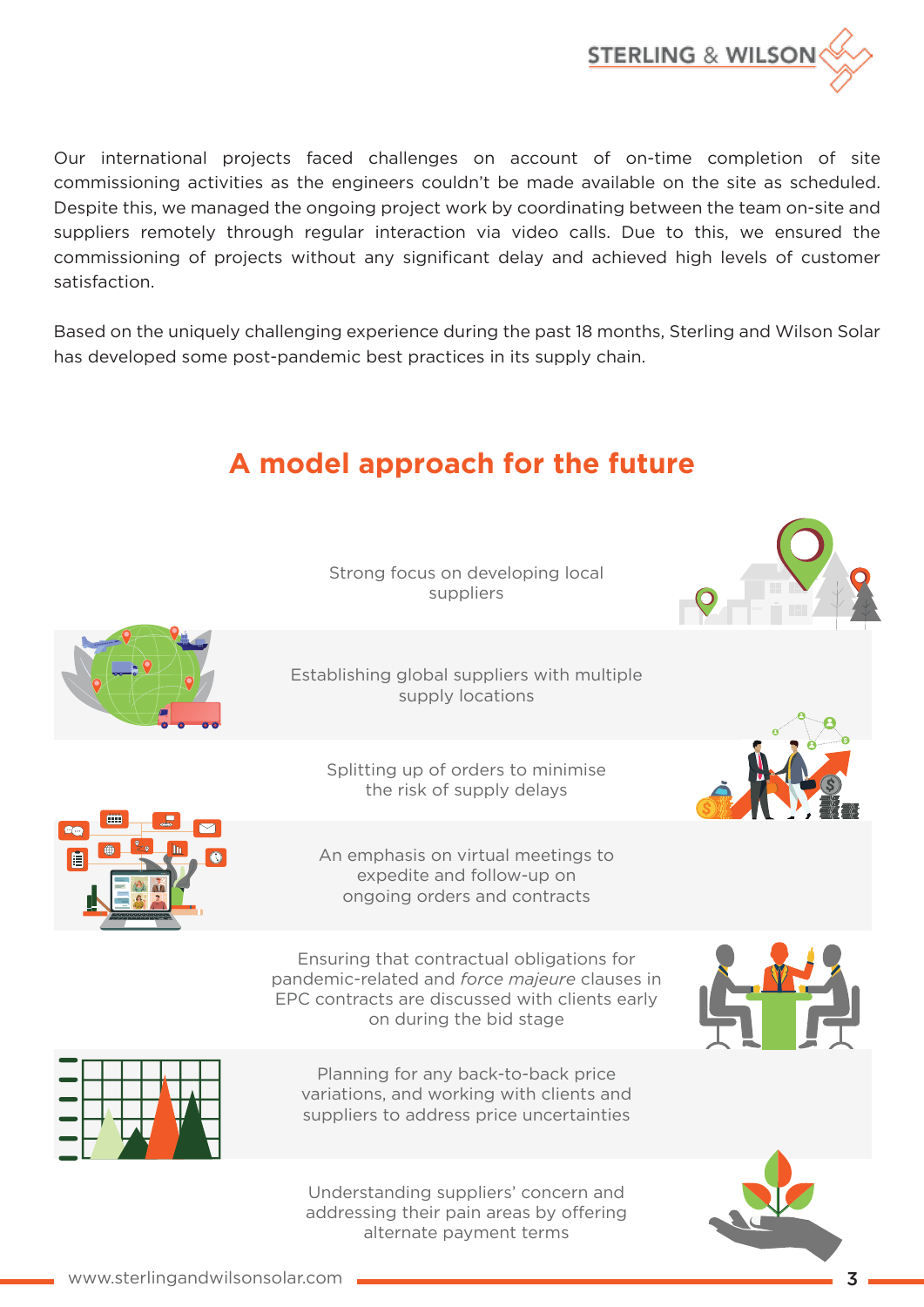Our international projects faced challenges on account of on-time completion of site commissioning activities as the engineers couldn't be made available on the site as scheduled. Despite this, we managed the ongoing project work by coordinating between the team on-site and suppliers remotely through regular interaction via video calls. Due to this, we ensured the commissioning of projects without any significant delay and achieved high levels of customer satisfaction.

Based on the uniquely challenging experience during the past 18 months, Sterling and Wilson Solar has developed some post-pandemic best practices in its supply chain.

## A model approach for the future

- Strong focus on developing local suppliers
- Establishing global suppliers with multiple supply locations
- Splitting up of orders to minimise the risk of supply delays
- An emphasis on virtual meetings to expedite and follow-up on ongoing orders and contracts
- Ensuring that contractual obligations for pandemic-related and *force majeure* clauses in EPC contracts are discussed with clients early on during the bid stage
- Planning for any back-to-back price variations, and working with clients and suppliers to address price uncertainties
- Understanding suppliers' concern and addressing their pain areas by offering alternate payment terms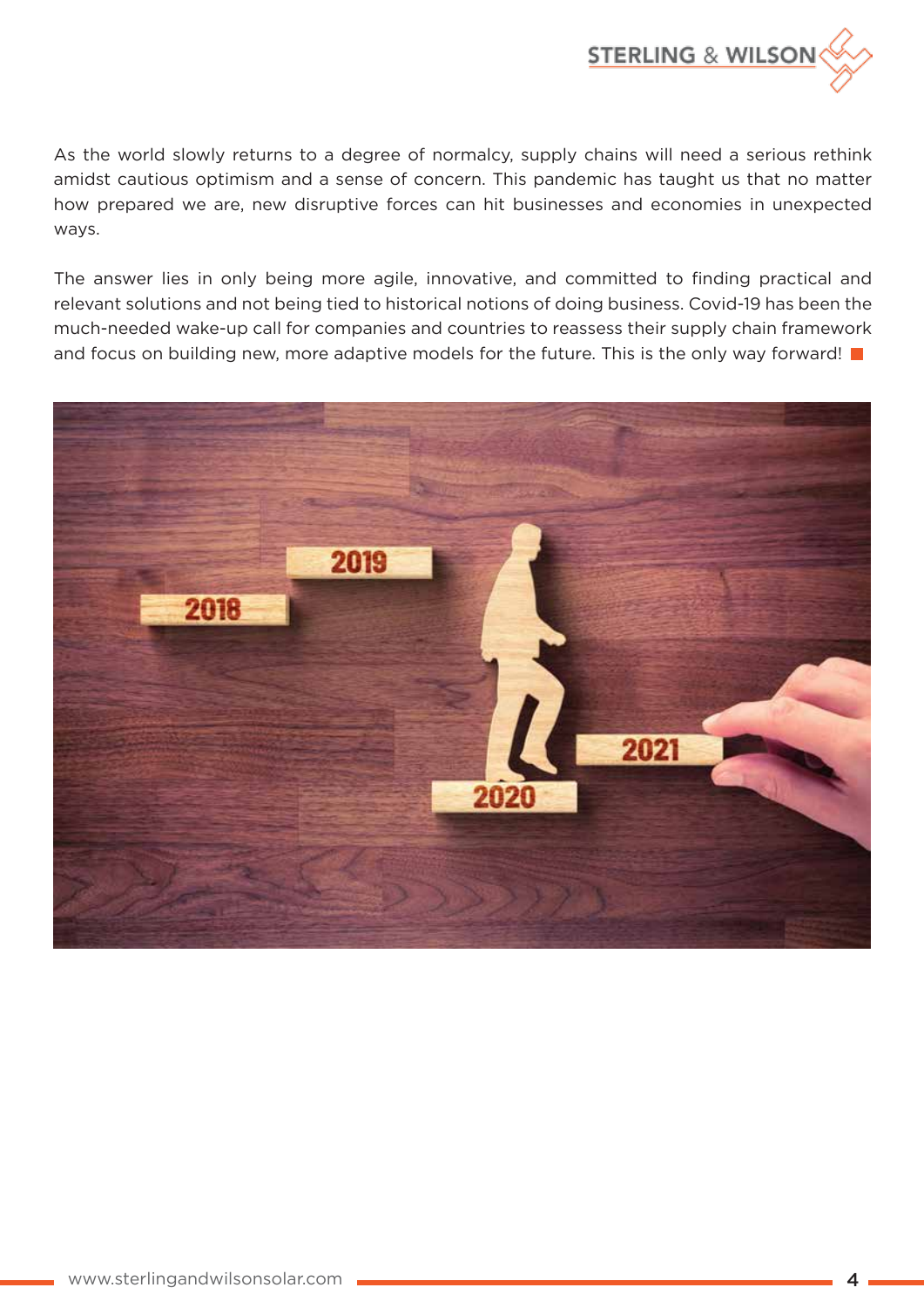As the world slowly returns to a degree of normalcy, supply chains will need a serious rethink amidst cautious optimism and a sense of concern. This pandemic has taught us that no matter how prepared we are, new disruptive forces can hit businesses and economies in unexpected ways.

The answer lies in only being more agile, innovative, and committed to finding practical and relevant solutions and not being tied to historical notions of doing business. Covid-19 has been the much-needed wake-up call for companies and countries to reassess their supply chain framework and focus on building new, more adaptive models for the future. This is the only way forward!